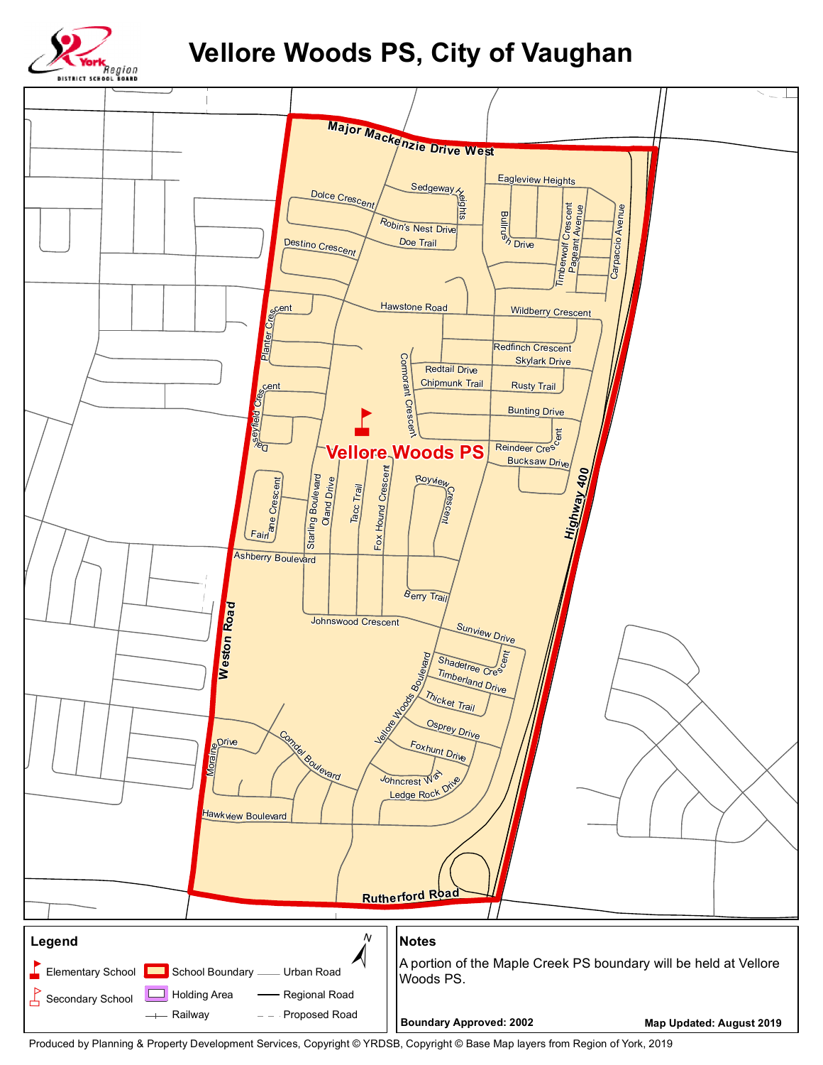# Vellore Woods PS, City of Vaughan

York Region District School Board

## Legend

- Elementary School
- Secondary School
- School Boundary
- Holding Area
- Railway
- Urban Road
- Regional Road
- Proposed Road

## Notes

A portion of the Maple Creek PS boundary will be held at Vellore Woods PS.

**Boundary Approved: 2002**

**Map Updated: August 2019**

Produced by Planning & Property Development Services, Copyright © YRDSB, Copyright © Base Map layers from Region of York, 2019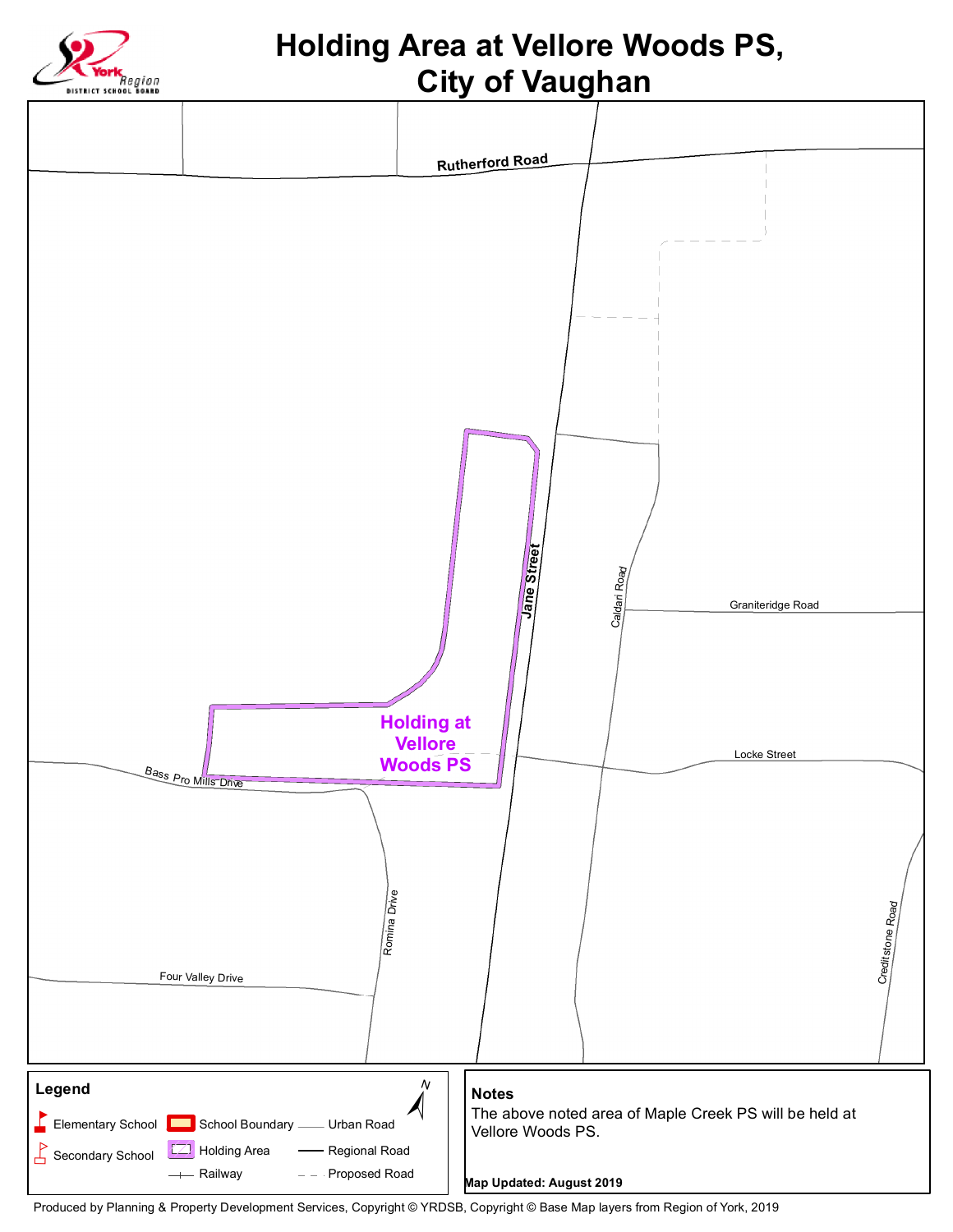# Holding Area at Vellore Woods PS, City of Vaughan

Rutherford Road

Jane Street

Caldari Road

Graniteridge Road

Locke Street

Bass Pro Mills Drive

Romina Drive

Four Valley Drive

Creditstone Road

Holding at Vellore Woods PS

**Legend**

Elementary School

Secondary School

School Boundary

Holding Area

Railway

Urban Road

Regional Road

Proposed Road

N

**Notes**

The above noted area of Maple Creek PS will be held at Vellore Woods PS.

**Map Updated: August 2019**

Produced by Planning & Property Development Services, Copyright © YRDSB, Copyright © Base Map layers from Region of York, 2019